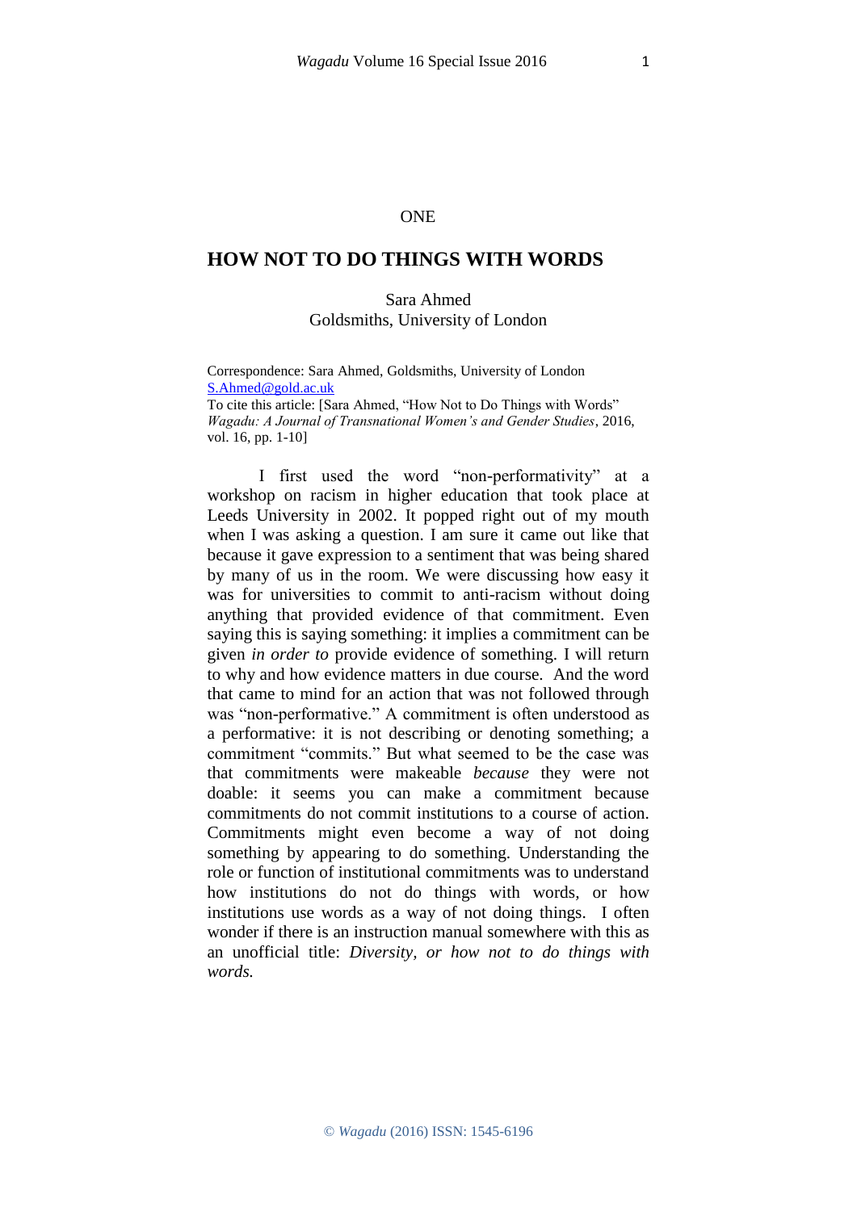ONE

# HOW NOT TO DO THINGS WITH WORDS

Sara Ahmed
Goldsmiths, University of London

Correspondence: Sara Ahmed, Goldsmiths, University of London
S.Ahmed@gold.ac.uk
To cite this article: [Sara Ahmed, "How Not to Do Things with Words" *Wagadu: A Journal of Transnational Women's and Gender Studies*, 2016, vol. 16, pp. 1-10]

I first used the word "non-performativity" at a workshop on racism in higher education that took place at Leeds University in 2002. It popped right out of my mouth when I was asking a question. I am sure it came out like that because it gave expression to a sentiment that was being shared by many of us in the room. We were discussing how easy it was for universities to commit to anti-racism without doing anything that provided evidence of that commitment. Even saying this is saying something: it implies a commitment can be given *in order to* provide evidence of something. I will return to why and how evidence matters in due course. And the word that came to mind for an action that was not followed through was "non-performative." A commitment is often understood as a performative: it is not describing or denoting something; a commitment "commits." But what seemed to be the case was that commitments were makeable *because* they were not doable: it seems you can make a commitment because commitments do not commit institutions to a course of action. Commitments might even become a way of not doing something by appearing to do something. Understanding the role or function of institutional commitments was to understand how institutions do not do things with words, or how institutions use words as a way of not doing things. I often wonder if there is an instruction manual somewhere with this as an unofficial title: *Diversity, or how not to do things with words.*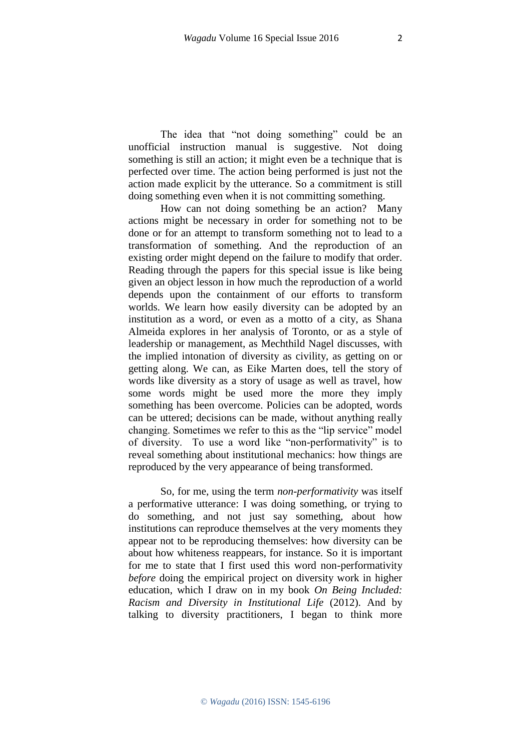The idea that "not doing something" could be an unofficial instruction manual is suggestive. Not doing something is still an action; it might even be a technique that is perfected over time. The action being performed is just not the action made explicit by the utterance. So a commitment is still doing something even when it is not committing something.

How can not doing something be an action? Many actions might be necessary in order for something not to be done or for an attempt to transform something not to lead to a transformation of something. And the reproduction of an existing order might depend on the failure to modify that order. Reading through the papers for this special issue is like being given an object lesson in how much the reproduction of a world depends upon the containment of our efforts to transform worlds. We learn how easily diversity can be adopted by an institution as a word, or even as a motto of a city, as Shana Almeida explores in her analysis of Toronto, or as a style of leadership or management, as Mechthild Nagel discusses, with the implied intonation of diversity as civility, as getting on or getting along. We can, as Eike Marten does, tell the story of words like diversity as a story of usage as well as travel, how some words might be used more the more they imply something has been overcome. Policies can be adopted, words can be uttered; decisions can be made, without anything really changing. Sometimes we refer to this as the "lip service" model of diversity. To use a word like "non-performativity" is to reveal something about institutional mechanics: how things are reproduced by the very appearance of being transformed.

So, for me, using the term *non-performativity* was itself a performative utterance: I was doing something, or trying to do something, and not just say something, about how institutions can reproduce themselves at the very moments they appear not to be reproducing themselves: how diversity can be about how whiteness reappears, for instance. So it is important for me to state that I first used this word non-performativity *before* doing the empirical project on diversity work in higher education, which I draw on in my book *On Being Included: Racism and Diversity in Institutional Life* (2012). And by talking to diversity practitioners, I began to think more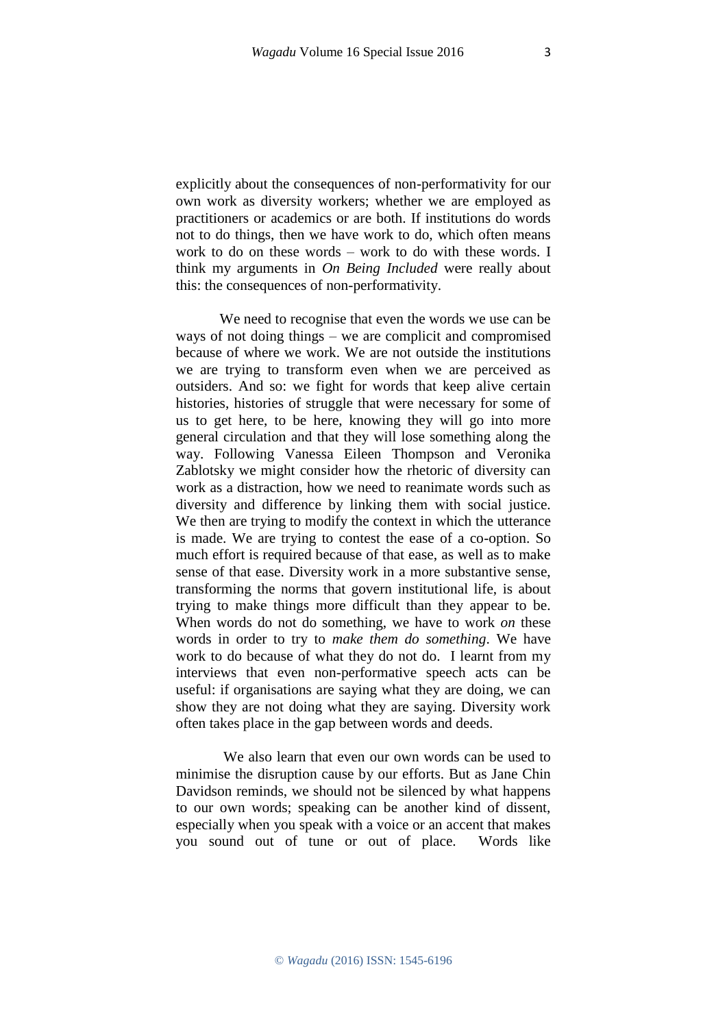explicitly about the consequences of non-performativity for our own work as diversity workers; whether we are employed as practitioners or academics or are both. If institutions do words not to do things, then we have work to do, which often means work to do on these words – work to do with these words. I think my arguments in *On Being Included* were really about this: the consequences of non-performativity.

We need to recognise that even the words we use can be ways of not doing things – we are complicit and compromised because of where we work. We are not outside the institutions we are trying to transform even when we are perceived as outsiders. And so: we fight for words that keep alive certain histories, histories of struggle that were necessary for some of us to get here, to be here, knowing they will go into more general circulation and that they will lose something along the way. Following Vanessa Eileen Thompson and Veronika Zablotsky we might consider how the rhetoric of diversity can work as a distraction, how we need to reanimate words such as diversity and difference by linking them with social justice. We then are trying to modify the context in which the utterance is made. We are trying to contest the ease of a co-option. So much effort is required because of that ease, as well as to make sense of that ease. Diversity work in a more substantive sense, transforming the norms that govern institutional life, is about trying to make things more difficult than they appear to be. When words do not do something, we have to work *on* these words in order to try to *make them do something*. We have work to do because of what they do not do. I learnt from my interviews that even non-performative speech acts can be useful: if organisations are saying what they are doing, we can show they are not doing what they are saying. Diversity work often takes place in the gap between words and deeds.

We also learn that even our own words can be used to minimise the disruption cause by our efforts. But as Jane Chin Davidson reminds, we should not be silenced by what happens to our own words; speaking can be another kind of dissent, especially when you speak with a voice or an accent that makes you sound out of tune or out of place. Words like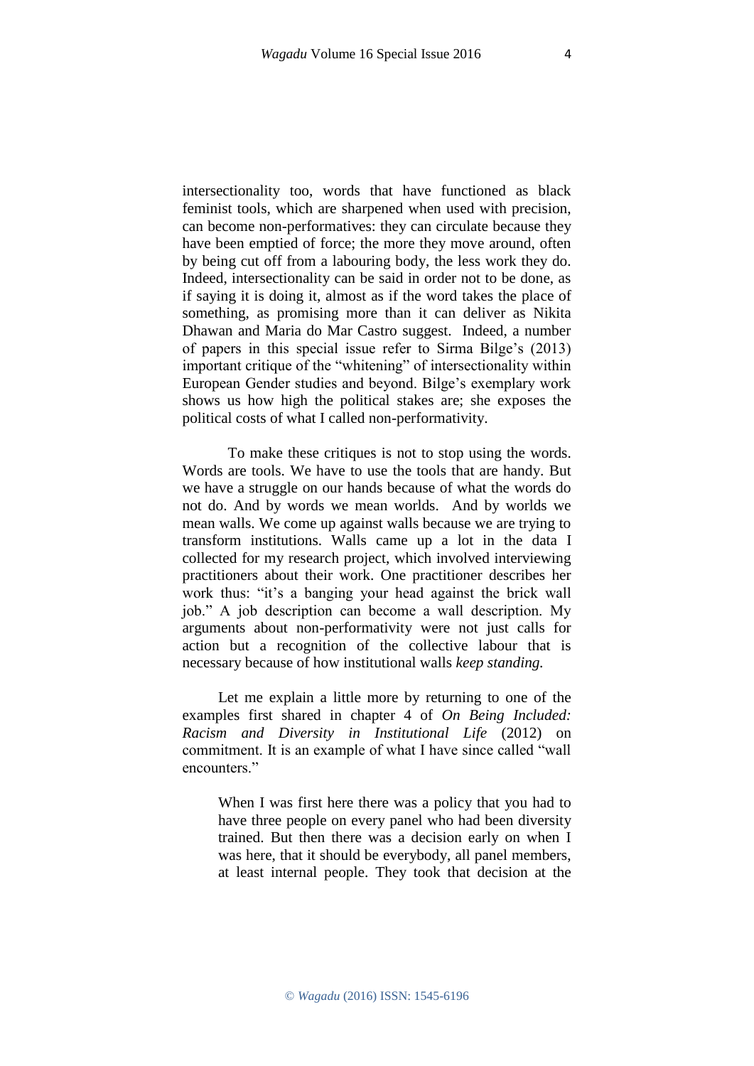intersectionality too, words that have functioned as black feminist tools, which are sharpened when used with precision, can become non-performatives: they can circulate because they have been emptied of force; the more they move around, often by being cut off from a labouring body, the less work they do. Indeed, intersectionality can be said in order not to be done, as if saying it is doing it, almost as if the word takes the place of something, as promising more than it can deliver as Nikita Dhawan and Maria do Mar Castro suggest. Indeed, a number of papers in this special issue refer to Sirma Bilge's (2013) important critique of the "whitening" of intersectionality within European Gender studies and beyond. Bilge's exemplary work shows us how high the political stakes are; she exposes the political costs of what I called non-performativity.

To make these critiques is not to stop using the words. Words are tools. We have to use the tools that are handy. But we have a struggle on our hands because of what the words do not do. And by words we mean worlds. And by worlds we mean walls. We come up against walls because we are trying to transform institutions. Walls came up a lot in the data I collected for my research project, which involved interviewing practitioners about their work. One practitioner describes her work thus: "it's a banging your head against the brick wall job." A job description can become a wall description. My arguments about non-performativity were not just calls for action but a recognition of the collective labour that is necessary because of how institutional walls *keep standing.*

Let me explain a little more by returning to one of the examples first shared in chapter 4 of *On Being Included: Racism and Diversity in Institutional Life* (2012) on commitment. It is an example of what I have since called "wall encounters."

> When I was first here there was a policy that you had to have three people on every panel who had been diversity trained. But then there was a decision early on when I was here, that it should be everybody, all panel members, at least internal people. They took that decision at the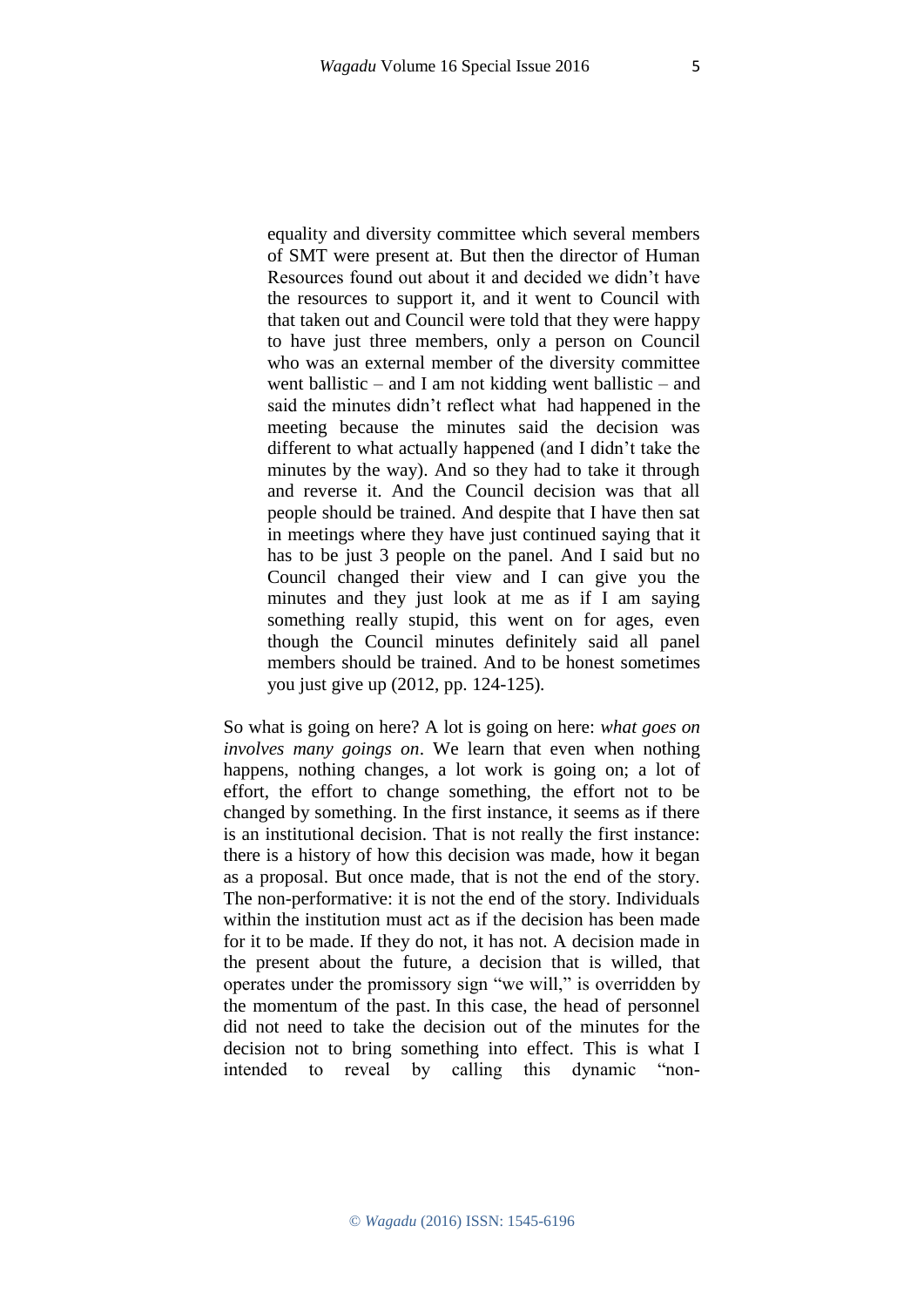> equality and diversity committee which several members of SMT were present at. But then the director of Human Resources found out about it and decided we didn't have the resources to support it, and it went to Council with that taken out and Council were told that they were happy to have just three members, only a person on Council who was an external member of the diversity committee went ballistic – and I am not kidding went ballistic – and said the minutes didn't reflect what had happened in the meeting because the minutes said the decision was different to what actually happened (and I didn't take the minutes by the way). And so they had to take it through and reverse it. And the Council decision was that all people should be trained. And despite that I have then sat in meetings where they have just continued saying that it has to be just 3 people on the panel. And I said but no Council changed their view and I can give you the minutes and they just look at me as if I am saying something really stupid, this went on for ages, even though the Council minutes definitely said all panel members should be trained. And to be honest sometimes you just give up (2012, pp. 124-125).

So what is going on here? A lot is going on here: *what goes on involves many goings on*. We learn that even when nothing happens, nothing changes, a lot work is going on; a lot of effort, the effort to change something, the effort not to be changed by something. In the first instance, it seems as if there is an institutional decision. That is not really the first instance: there is a history of how this decision was made, how it began as a proposal. But once made, that is not the end of the story. The non-performative: it is not the end of the story. Individuals within the institution must act as if the decision has been made for it to be made. If they do not, it has not. A decision made in the present about the future, a decision that is willed, that operates under the promissory sign "we will," is overridden by the momentum of the past. In this case, the head of personnel did not need to take the decision out of the minutes for the decision not to bring something into effect. This is what I intended to reveal by calling this dynamic "non-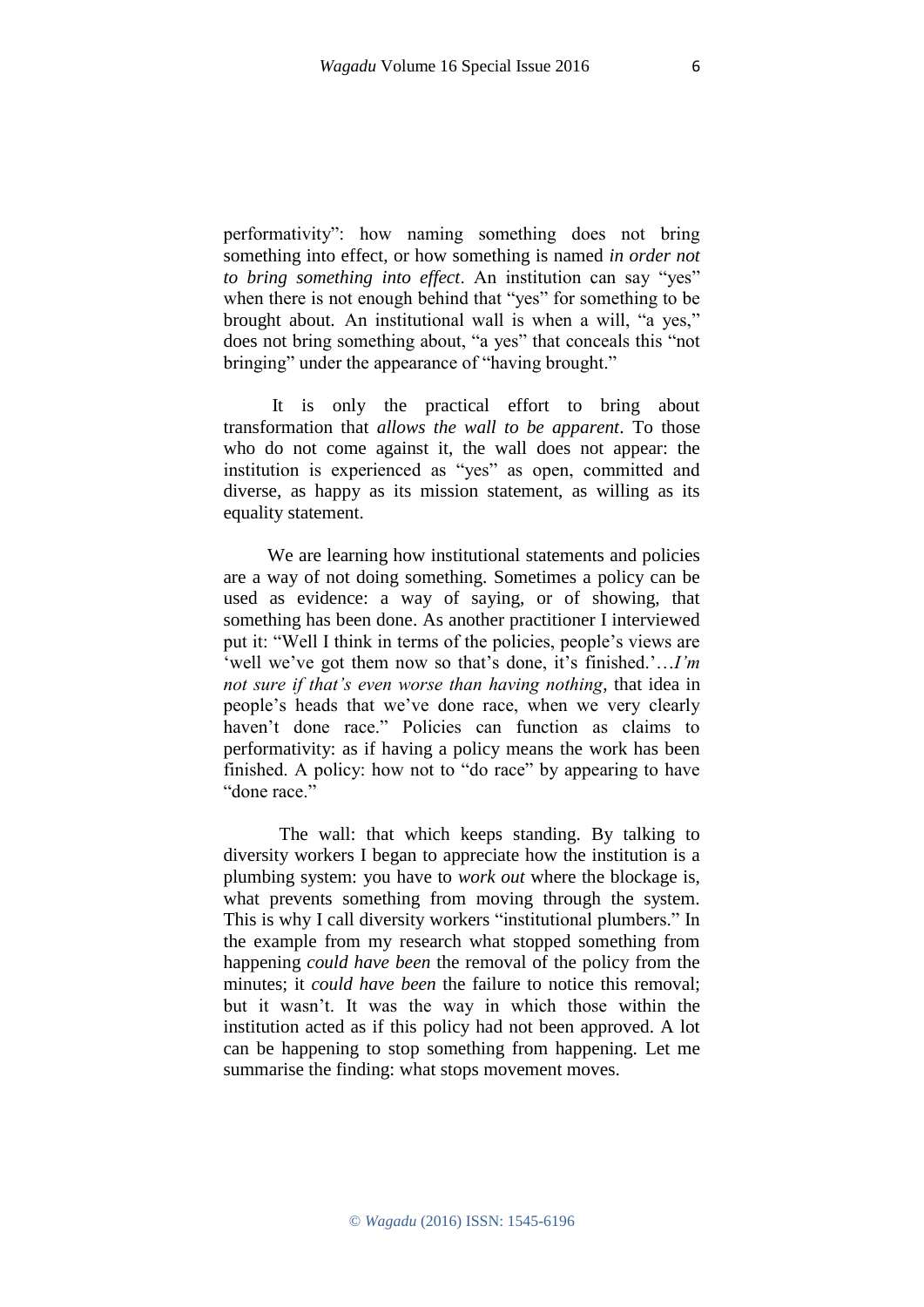performativity": how naming something does not bring something into effect, or how something is named *in order not to bring something into effect*. An institution can say "yes" when there is not enough behind that "yes" for something to be brought about. An institutional wall is when a will, "a yes," does not bring something about, "a yes" that conceals this "not bringing" under the appearance of "having brought."

It is only the practical effort to bring about transformation that *allows the wall to be apparent*. To those who do not come against it, the wall does not appear: the institution is experienced as "yes" as open, committed and diverse, as happy as its mission statement, as willing as its equality statement.

We are learning how institutional statements and policies are a way of not doing something. Sometimes a policy can be used as evidence: a way of saying, or of showing, that something has been done. As another practitioner I interviewed put it: "Well I think in terms of the policies, people's views are 'well we've got them now so that's done, it's finished.'…*I'm not sure if that's even worse than having nothing*, that idea in people's heads that we've done race, when we very clearly haven't done race." Policies can function as claims to performativity: as if having a policy means the work has been finished. A policy: how not to "do race" by appearing to have "done race."

The wall: that which keeps standing. By talking to diversity workers I began to appreciate how the institution is a plumbing system: you have to *work out* where the blockage is, what prevents something from moving through the system. This is why I call diversity workers "institutional plumbers." In the example from my research what stopped something from happening *could have been* the removal of the policy from the minutes; it *could have been* the failure to notice this removal; but it wasn't. It was the way in which those within the institution acted as if this policy had not been approved. A lot can be happening to stop something from happening. Let me summarise the finding: what stops movement moves.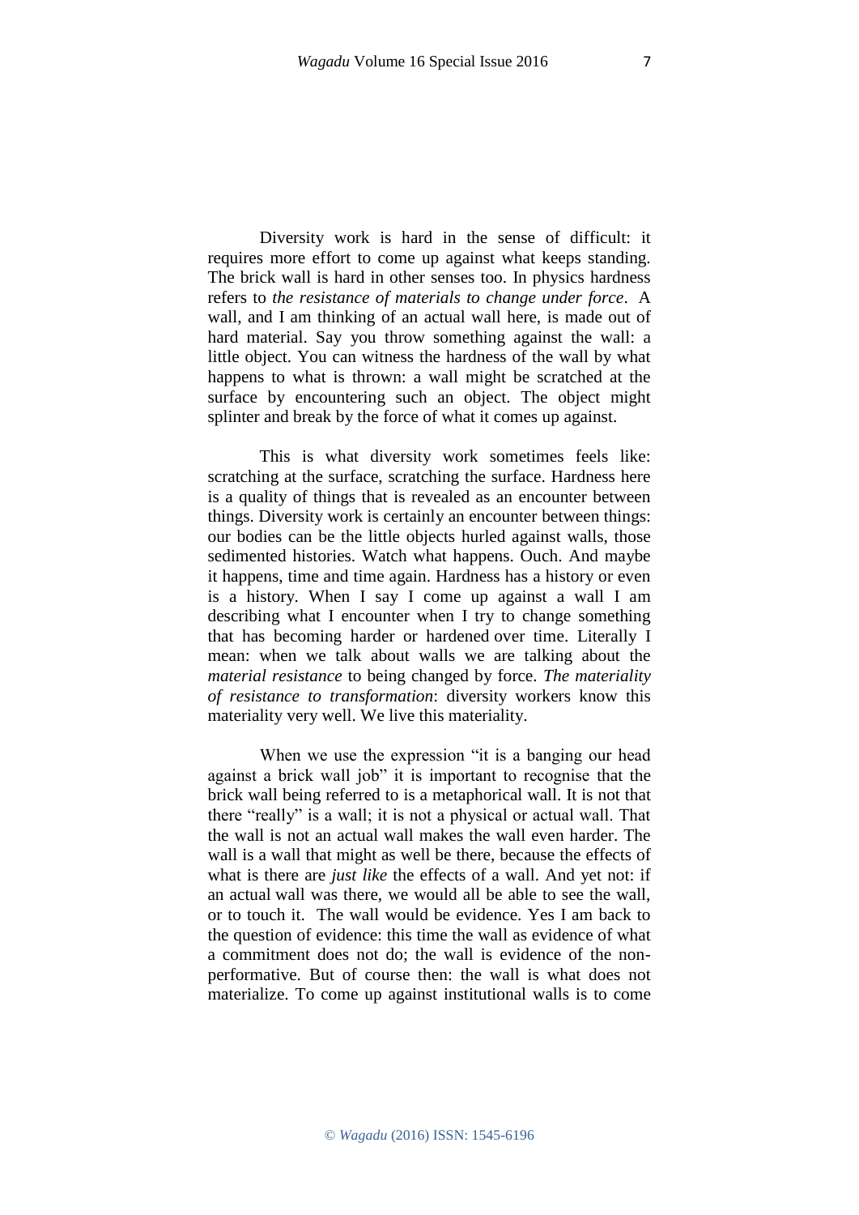Diversity work is hard in the sense of difficult: it requires more effort to come up against what keeps standing. The brick wall is hard in other senses too. In physics hardness refers to *the resistance of materials to change under force*. A wall, and I am thinking of an actual wall here, is made out of hard material. Say you throw something against the wall: a little object. You can witness the hardness of the wall by what happens to what is thrown: a wall might be scratched at the surface by encountering such an object. The object might splinter and break by the force of what it comes up against.

This is what diversity work sometimes feels like: scratching at the surface, scratching the surface. Hardness here is a quality of things that is revealed as an encounter between things. Diversity work is certainly an encounter between things: our bodies can be the little objects hurled against walls, those sedimented histories. Watch what happens. Ouch. And maybe it happens, time and time again. Hardness has a history or even is a history. When I say I come up against a wall I am describing what I encounter when I try to change something that has becoming harder or hardened over time. Literally I mean: when we talk about walls we are talking about the *material resistance* to being changed by force. *The materiality of resistance to transformation*: diversity workers know this materiality very well. We live this materiality.

When we use the expression "it is a banging our head against a brick wall job" it is important to recognise that the brick wall being referred to is a metaphorical wall. It is not that there "really" is a wall; it is not a physical or actual wall. That the wall is not an actual wall makes the wall even harder. The wall is a wall that might as well be there, because the effects of what is there are *just like* the effects of a wall. And yet not: if an actual wall was there, we would all be able to see the wall, or to touch it. The wall would be evidence. Yes I am back to the question of evidence: this time the wall as evidence of what a commitment does not do; the wall is evidence of the non-performative. But of course then: the wall is what does not materialize. To come up against institutional walls is to come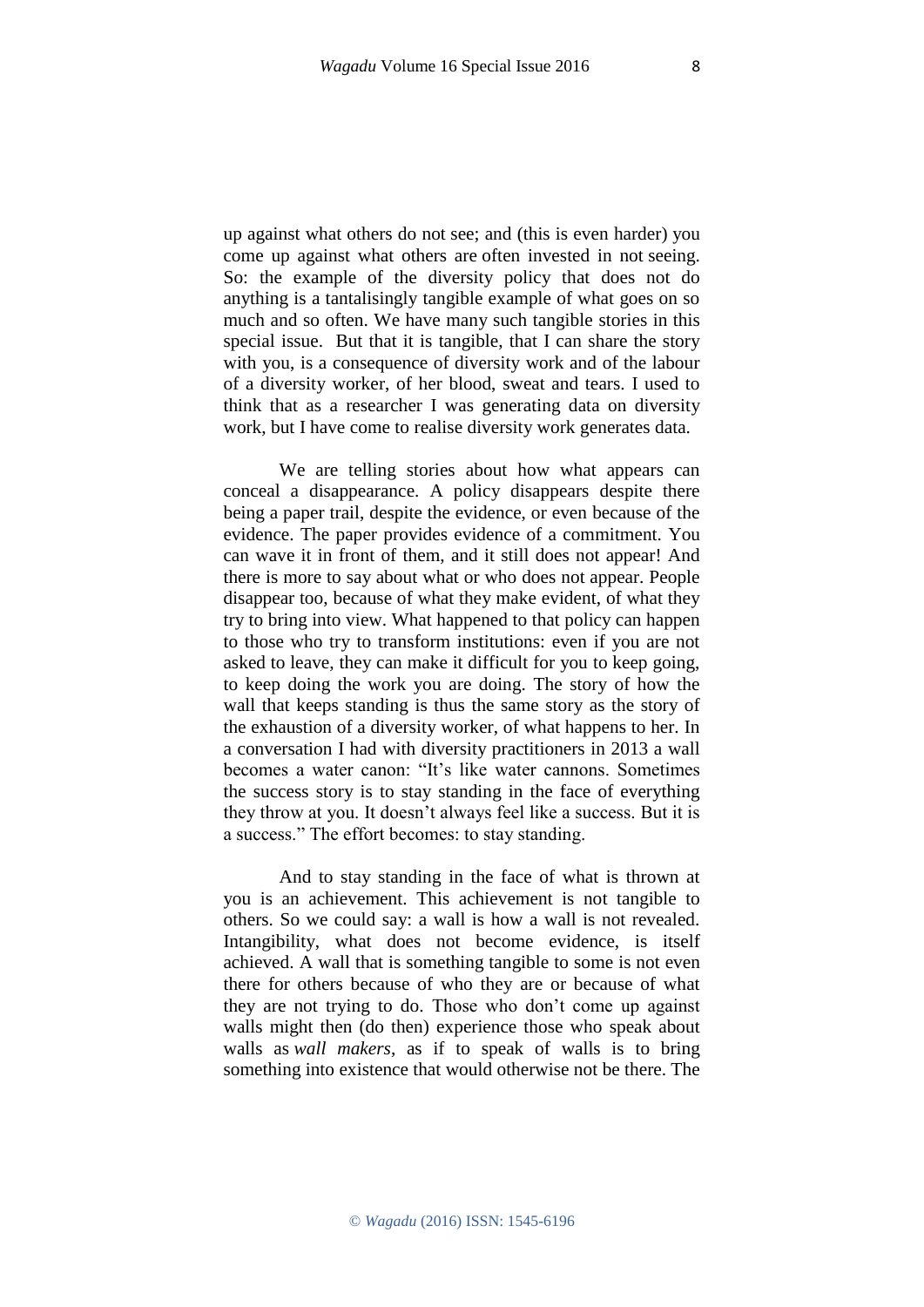up against what others do not see; and (this is even harder) you come up against what others are often invested in not seeing. So: the example of the diversity policy that does not do anything is a tantalisingly tangible example of what goes on so much and so often. We have many such tangible stories in this special issue. But that it is tangible, that I can share the story with you, is a consequence of diversity work and of the labour of a diversity worker, of her blood, sweat and tears. I used to think that as a researcher I was generating data on diversity work, but I have come to realise diversity work generates data.

We are telling stories about how what appears can conceal a disappearance. A policy disappears despite there being a paper trail, despite the evidence, or even because of the evidence. The paper provides evidence of a commitment. You can wave it in front of them, and it still does not appear! And there is more to say about what or who does not appear. People disappear too, because of what they make evident, of what they try to bring into view. What happened to that policy can happen to those who try to transform institutions: even if you are not asked to leave, they can make it difficult for you to keep going, to keep doing the work you are doing. The story of how the wall that keeps standing is thus the same story as the story of the exhaustion of a diversity worker, of what happens to her. In a conversation I had with diversity practitioners in 2013 a wall becomes a water canon: "It's like water cannons. Sometimes the success story is to stay standing in the face of everything they throw at you. It doesn't always feel like a success. But it is a success." The effort becomes: to stay standing.

And to stay standing in the face of what is thrown at you is an achievement. This achievement is not tangible to others. So we could say: a wall is how a wall is not revealed. Intangibility, what does not become evidence, is itself achieved. A wall that is something tangible to some is not even there for others because of who they are or because of what they are not trying to do. Those who don't come up against walls might then (do then) experience those who speak about walls as *wall makers*, as if to speak of walls is to bring something into existence that would otherwise not be there. The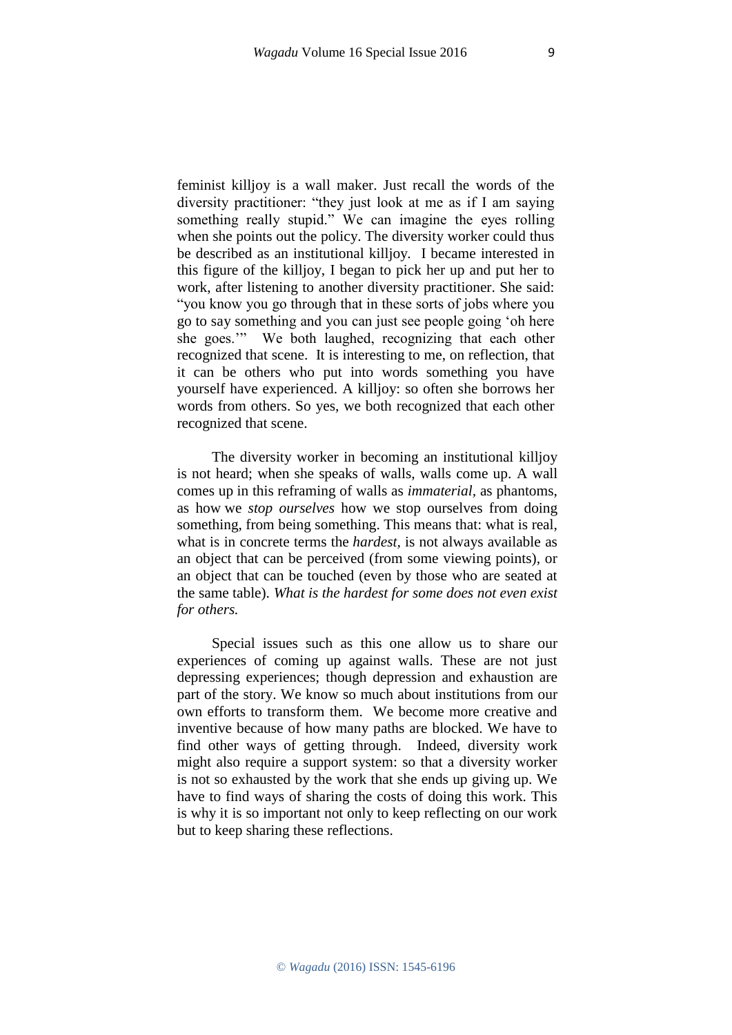feminist killjoy is a wall maker. Just recall the words of the diversity practitioner: "they just look at me as if I am saying something really stupid." We can imagine the eyes rolling when she points out the policy. The diversity worker could thus be described as an institutional killjoy. I became interested in this figure of the killjoy, I began to pick her up and put her to work, after listening to another diversity practitioner. She said: "you know you go through that in these sorts of jobs where you go to say something and you can just see people going 'oh here she goes.'" We both laughed, recognizing that each other recognized that scene. It is interesting to me, on reflection, that it can be others who put into words something you have yourself have experienced. A killjoy: so often she borrows her words from others. So yes, we both recognized that each other recognized that scene.

The diversity worker in becoming an institutional killjoy is not heard; when she speaks of walls, walls come up. A wall comes up in this reframing of walls as *immaterial*, as phantoms, as how we *stop ourselves* how we stop ourselves from doing something, from being something. This means that: what is real, what is in concrete terms the *hardest*, is not always available as an object that can be perceived (from some viewing points), or an object that can be touched (even by those who are seated at the same table). *What is the hardest for some does not even exist for others.*

Special issues such as this one allow us to share our experiences of coming up against walls. These are not just depressing experiences; though depression and exhaustion are part of the story. We know so much about institutions from our own efforts to transform them. We become more creative and inventive because of how many paths are blocked. We have to find other ways of getting through. Indeed, diversity work might also require a support system: so that a diversity worker is not so exhausted by the work that she ends up giving up. We have to find ways of sharing the costs of doing this work. This is why it is so important not only to keep reflecting on our work but to keep sharing these reflections.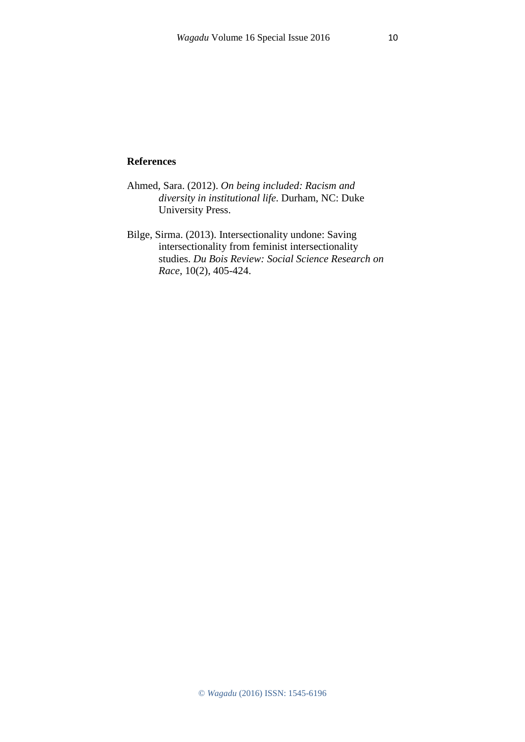**References**

Ahmed, Sara. (2012). *On being included: Racism and diversity in institutional life*. Durham, NC: Duke University Press.

Bilge, Sirma. (2013). Intersectionality undone: Saving intersectionality from feminist intersectionality studies. *Du Bois Review: Social Science Research on Race*, 10(2), 405-424.